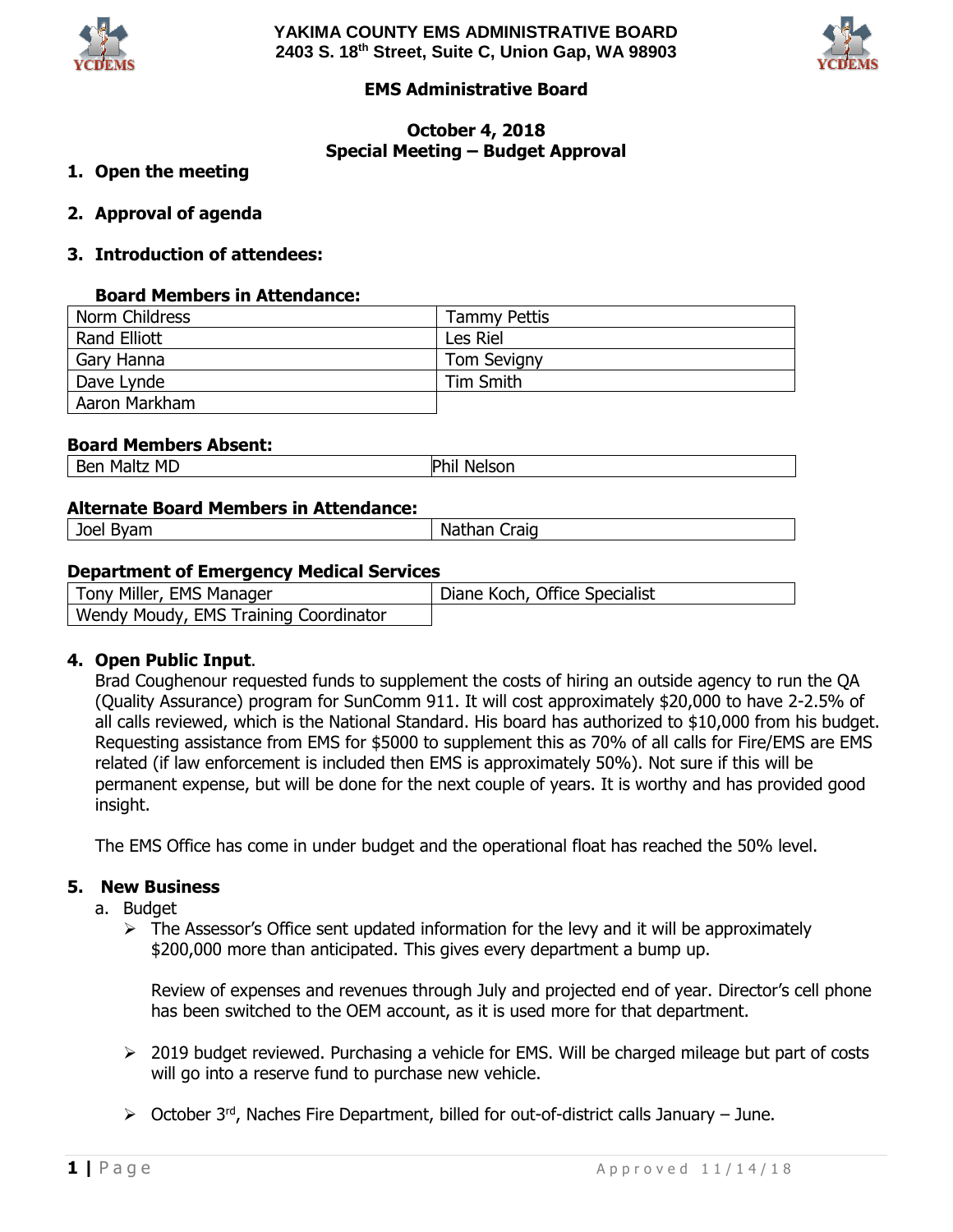**YAKIMA COUNTY EMS ADMINISTRATIVE BOARD**
**2403 S. 18th Street, Suite C, Union Gap, WA 98903**

# EMS Administrative Board

## October 4, 2018
## Special Meeting – Budget Approval

1. **Open the meeting**

2. **Approval of agenda**

3. **Introduction of attendees:**

**Board Members in Attendance:**

| | |
|---|---|
| Norm Childress | Tammy Pettis |
| Rand Elliott | Les Riel |
| Gary Hanna | Tom Sevigny |
| Dave Lynde | Tim Smith |
| Aaron Markham | |

**Board Members Absent:**

| | |
|---|---|
| Ben Maltz MD | Phil Nelson |

**Alternate Board Members in Attendance:**

| | |
|---|---|
| Joel Byam | Nathan Craig |

**Department of Emergency Medical Services**

| | |
|---|---|
| Tony Miller, EMS Manager | Diane Koch, Office Specialist |
| Wendy Moudy, EMS Training Coordinator | |

4. **Open Public Input**.
   Brad Coughenour requested funds to supplement the costs of hiring an outside agency to run the QA (Quality Assurance) program for SunComm 911. It will cost approximately $20,000 to have 2-2.5% of all calls reviewed, which is the National Standard. His board has authorized to $10,000 from his budget. Requesting assistance from EMS for $5000 to supplement this as 70% of all calls for Fire/EMS are EMS related (if law enforcement is included then EMS is approximately 50%). Not sure if this will be permanent expense, but will be done for the next couple of years. It is worthy and has provided good insight.

   The EMS Office has come in under budget and the operational float has reached the 50% level.

5. **New Business**
   a. Budget
      - The Assessor's Office sent updated information for the levy and it will be approximately $200,000 more than anticipated. This gives every department a bump up.

        Review of expenses and revenues through July and projected end of year. Director's cell phone has been switched to the OEM account, as it is used more for that department.

      - 2019 budget reviewed. Purchasing a vehicle for EMS. Will be charged mileage but part of costs will go into a reserve fund to purchase new vehicle.

      - October 3rd, Naches Fire Department, billed for out-of-district calls January – June.

Approved 11/14/18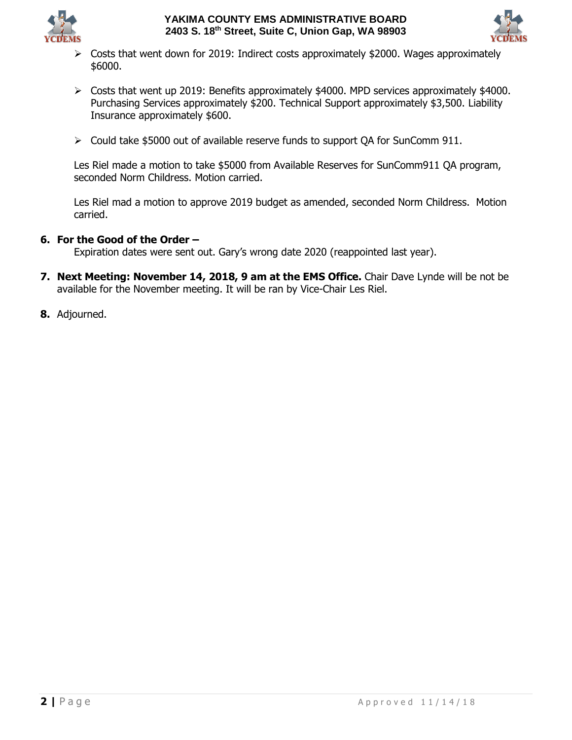- Costs that went down for 2019: Indirect costs approximately $2000. Wages approximately $6000.

- Costs that went up 2019: Benefits approximately $4000. MPD services approximately $4000. Purchasing Services approximately $200. Technical Support approximately $3,500. Liability Insurance approximately $600.

- Could take $5000 out of available reserve funds to support QA for SunComm 911.

Les Riel made a motion to take $5000 from Available Reserves for SunComm911 QA program, seconded Norm Childress. Motion carried.

Les Riel mad a motion to approve 2019 budget as amended, seconded Norm Childress. Motion carried.

**6. For the Good of the Order –**

Expiration dates were sent out. Gary's wrong date 2020 (reappointed last year).

**7. Next Meeting: November 14, 2018, 9 am at the EMS Office.** Chair Dave Lynde will be not be available for the November meeting. It will be ran by Vice-Chair Les Riel.

**8.** Adjourned.

Approved 11/14/18